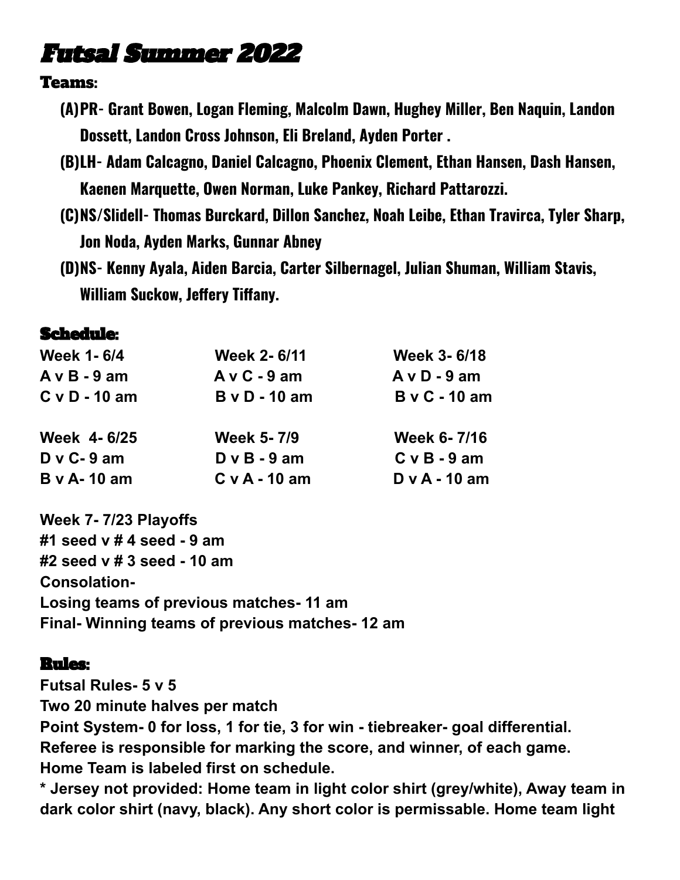# Futsal Summer 2022

## Teams:

- **(A)PR- Grant Bowen, Logan Fleming, Malcolm Dawn, Hughey Miller, Ben Naquin, Landon Dossett, Landon Cross Johnson, Eli Breland, Ayden Porter .**
- **(B)LH- Adam Calcagno, Daniel Calcagno, Phoenix Clement, Ethan Hansen, Dash Hansen, Kaenen Marquette, Owen Norman, Luke Pankey, Richard Pattarozzi.**
- **(C)NS/Slidell- Thomas Burckard, Dillon Sanchez, Noah Leibe, Ethan Travirca, Tyler Sharp, Jon Noda, Ayden Marks, Gunnar Abney**
- **(D)NS- Kenny Ayala, Aiden Barcia, Carter Silbernagel, Julian Shuman, William Stavis, William Suckow, Jeffery Tiffany.**

## Schedule:

| Week 1- 6/4 | Week 2- 6/11 | Week 3- 6/18 |
|---|---|---|
| A v B - 9 am | A v C - 9 am | A v D - 9 am |
| C v D - 10 am | B v D - 10 am | B v C - 10 am |

| Week 4- 6/25 | Week 5- 7/9 | Week 6- 7/16 |
|---|---|---|
| D v C- 9 am | D v B - 9 am | C v B - 9 am |
| B v A- 10 am | C v A - 10 am | D v A - 10 am |

**Week 7- 7/23 Playoffs**
**#1 seed v # 4 seed - 9 am**
**#2 seed v # 3 seed - 10 am**
**Consolation-**
**Losing teams of previous matches- 11 am**
**Final- Winning teams of previous matches- 12 am**

## Rules:

**Futsal Rules- 5 v 5**
**Two 20 minute halves per match**
**Point System- 0 for loss, 1 for tie, 3 for win - tiebreaker- goal differential.**
**Referee is responsible for marking the score, and winner, of each game.**
**Home Team is labeled first on schedule.**
**\* Jersey not provided: Home team in light color shirt (grey/white), Away team in dark color shirt (navy, black). Any short color is permissable. Home team light**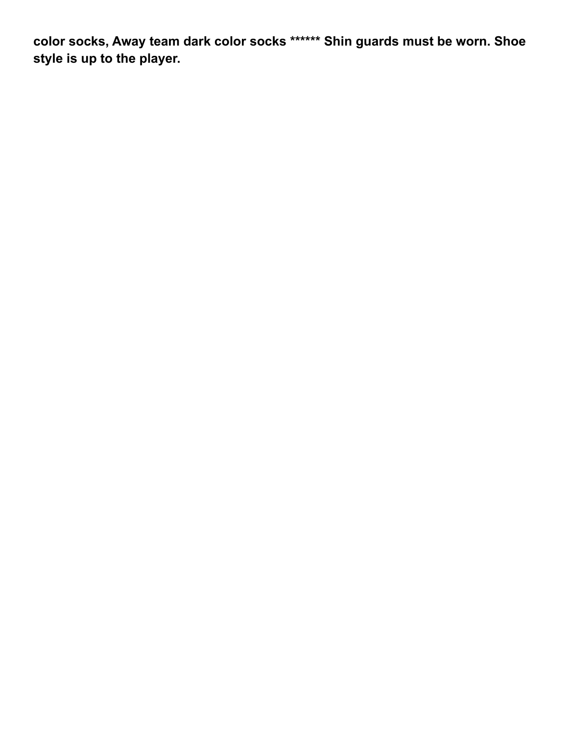**color socks, Away team dark color socks ****** Shin guards must be worn. Shoe style is up to the player.**